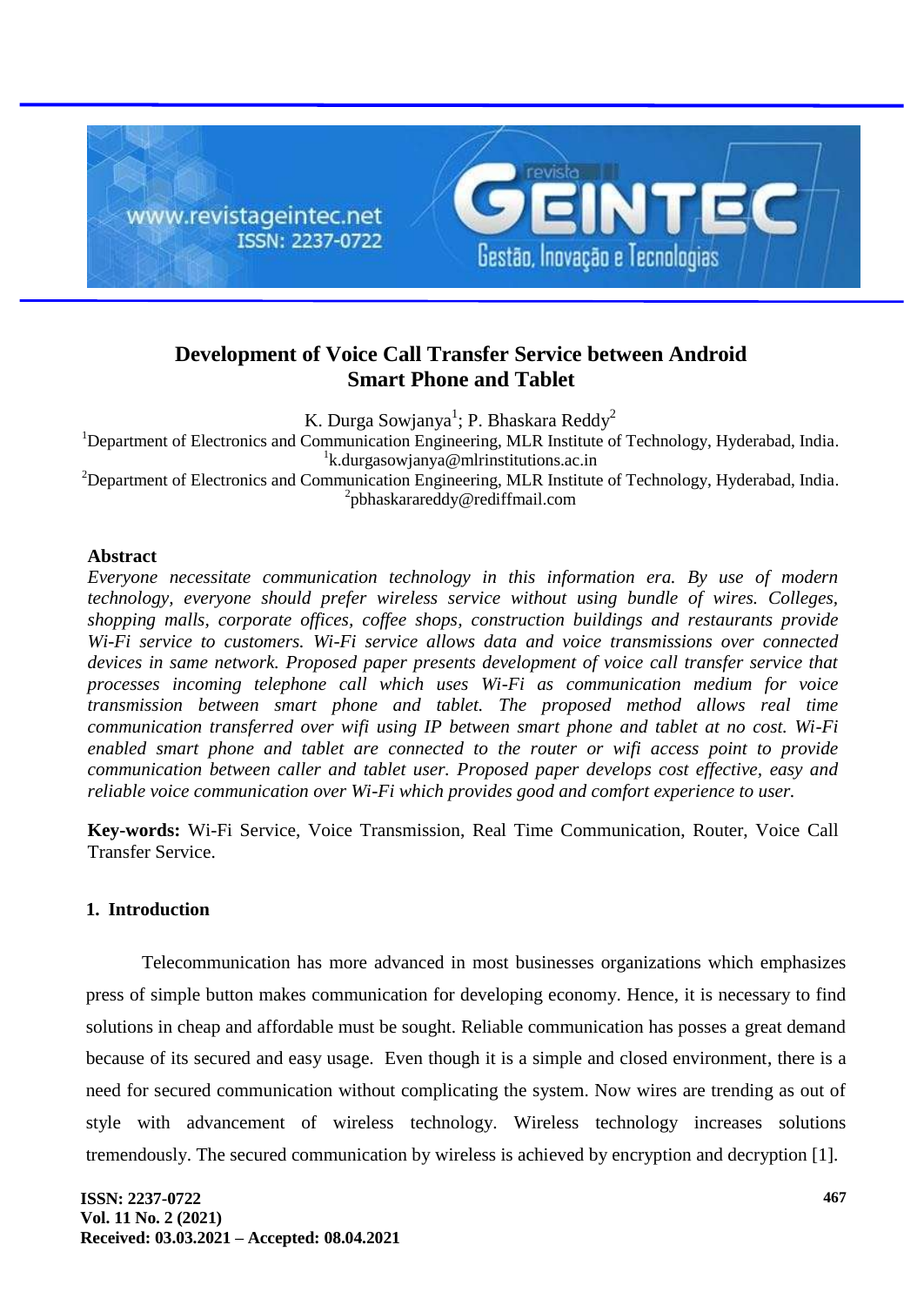# Development of Voice Call Transfer Service between Android Smart Phone and Tablet

K. Durga Sowjanya[1]; P. Bhaskara Reddy[2]

[1]Department of Electronics and Communication Engineering, MLR Institute of Technology, Hyderabad, India.
[1]k.durgasowjanya@mlrinstitutions.ac.in

[2]Department of Electronics and Communication Engineering, MLR Institute of Technology, Hyderabad, India.
[2]pbhaskarareddy@rediffmail.com

## Abstract

*Everyone necessitate communication technology in this information era. By use of modern technology, everyone should prefer wireless service without using bundle of wires. Colleges, shopping malls, corporate offices, coffee shops, construction buildings and restaurants provide Wi-Fi service to customers. Wi-Fi service allows data and voice transmissions over connected devices in same network. Proposed paper presents development of voice call transfer service that processes incoming telephone call which uses Wi-Fi as communication medium for voice transmission between smart phone and tablet. The proposed method allows real time communication transferred over wifi using IP between smart phone and tablet at no cost. Wi-Fi enabled smart phone and tablet are connected to the router or wifi access point to provide communication between caller and tablet user. Proposed paper develops cost effective, easy and reliable voice communication over Wi-Fi which provides good and comfort experience to user.*

**Key-words:** Wi-Fi Service, Voice Transmission, Real Time Communication, Router, Voice Call Transfer Service.

## 1. Introduction

Telecommunication has more advanced in most businesses organizations which emphasizes press of simple button makes communication for developing economy. Hence, it is necessary to find solutions in cheap and affordable must be sought. Reliable communication has posses a great demand because of its secured and easy usage. Even though it is a simple and closed environment, there is a need for secured communication without complicating the system. Now wires are trending as out of style with advancement of wireless technology. Wireless technology increases solutions tremendously. The secured communication by wireless is achieved by encryption and decryption [1].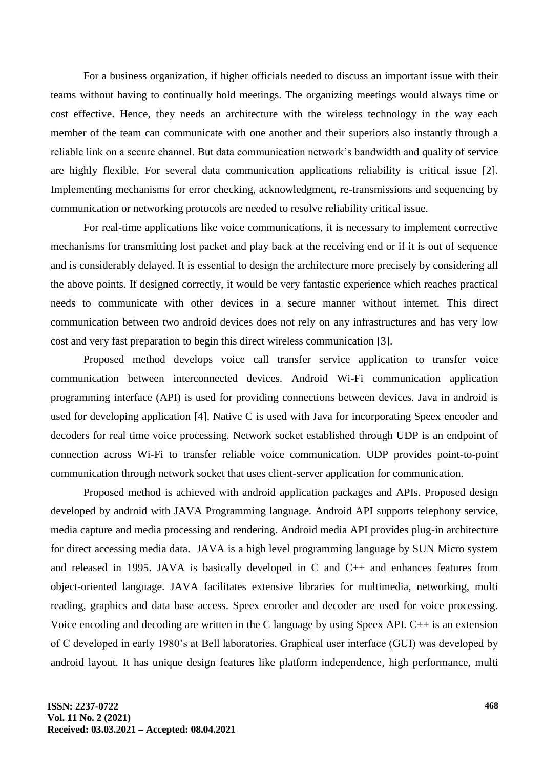For a business organization, if higher officials needed to discuss an important issue with their teams without having to continually hold meetings. The organizing meetings would always time or cost effective. Hence, they needs an architecture with the wireless technology in the way each member of the team can communicate with one another and their superiors also instantly through a reliable link on a secure channel. But data communication network's bandwidth and quality of service are highly flexible. For several data communication applications reliability is critical issue [2]. Implementing mechanisms for error checking, acknowledgment, re-transmissions and sequencing by communication or networking protocols are needed to resolve reliability critical issue.

For real-time applications like voice communications, it is necessary to implement corrective mechanisms for transmitting lost packet and play back at the receiving end or if it is out of sequence and is considerably delayed. It is essential to design the architecture more precisely by considering all the above points. If designed correctly, it would be very fantastic experience which reaches practical needs to communicate with other devices in a secure manner without internet. This direct communication between two android devices does not rely on any infrastructures and has very low cost and very fast preparation to begin this direct wireless communication [3].

Proposed method develops voice call transfer service application to transfer voice communication between interconnected devices. Android Wi-Fi communication application programming interface (API) is used for providing connections between devices. Java in android is used for developing application [4]. Native C is used with Java for incorporating Speex encoder and decoders for real time voice processing. Network socket established through UDP is an endpoint of connection across Wi-Fi to transfer reliable voice communication. UDP provides point-to-point communication through network socket that uses client-server application for communication.

Proposed method is achieved with android application packages and APIs. Proposed design developed by android with JAVA Programming language. Android API supports telephony service, media capture and media processing and rendering. Android media API provides plug-in architecture for direct accessing media data. JAVA is a high level programming language by SUN Micro system and released in 1995. JAVA is basically developed in C and C++ and enhances features from object-oriented language. JAVA facilitates extensive libraries for multimedia, networking, multi reading, graphics and data base access. Speex encoder and decoder are used for voice processing. Voice encoding and decoding are written in the C language by using Speex API. C++ is an extension of C developed in early 1980's at Bell laboratories. Graphical user interface (GUI) was developed by android layout. It has unique design features like platform independence, high performance, multi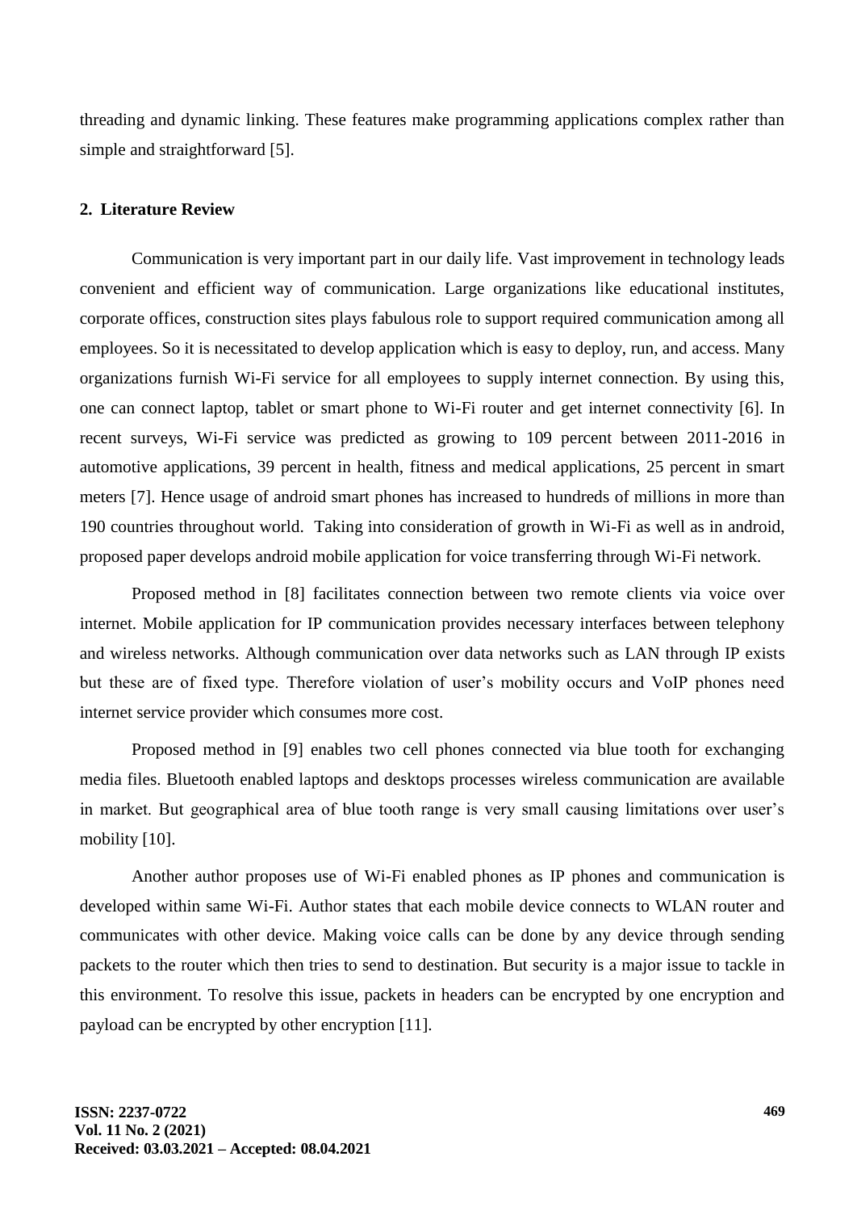threading and dynamic linking. These features make programming applications complex rather than simple and straightforward [5].

## 2. Literature Review

Communication is very important part in our daily life. Vast improvement in technology leads convenient and efficient way of communication. Large organizations like educational institutes, corporate offices, construction sites plays fabulous role to support required communication among all employees. So it is necessitated to develop application which is easy to deploy, run, and access. Many organizations furnish Wi-Fi service for all employees to supply internet connection. By using this, one can connect laptop, tablet or smart phone to Wi-Fi router and get internet connectivity [6]. In recent surveys, Wi-Fi service was predicted as growing to 109 percent between 2011-2016 in automotive applications, 39 percent in health, fitness and medical applications, 25 percent in smart meters [7]. Hence usage of android smart phones has increased to hundreds of millions in more than 190 countries throughout world. Taking into consideration of growth in Wi-Fi as well as in android, proposed paper develops android mobile application for voice transferring through Wi-Fi network.

Proposed method in [8] facilitates connection between two remote clients via voice over internet. Mobile application for IP communication provides necessary interfaces between telephony and wireless networks. Although communication over data networks such as LAN through IP exists but these are of fixed type. Therefore violation of user's mobility occurs and VoIP phones need internet service provider which consumes more cost.

Proposed method in [9] enables two cell phones connected via blue tooth for exchanging media files. Bluetooth enabled laptops and desktops processes wireless communication are available in market. But geographical area of blue tooth range is very small causing limitations over user's mobility [10].

Another author proposes use of Wi-Fi enabled phones as IP phones and communication is developed within same Wi-Fi. Author states that each mobile device connects to WLAN router and communicates with other device. Making voice calls can be done by any device through sending packets to the router which then tries to send to destination. But security is a major issue to tackle in this environment. To resolve this issue, packets in headers can be encrypted by one encryption and payload can be encrypted by other encryption [11].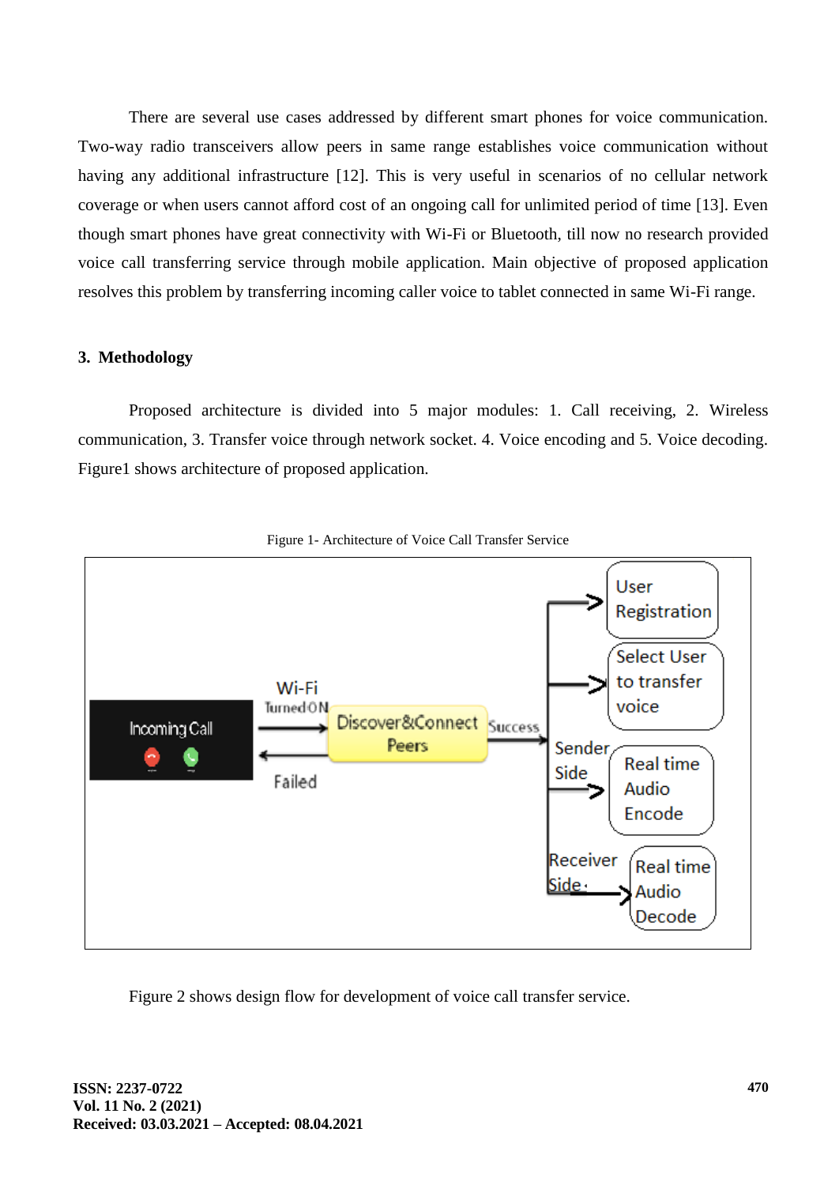There are several use cases addressed by different smart phones for voice communication. Two-way radio transceivers allow peers in same range establishes voice communication without having any additional infrastructure [12]. This is very useful in scenarios of no cellular network coverage or when users cannot afford cost of an ongoing call for unlimited period of time [13]. Even though smart phones have great connectivity with Wi-Fi or Bluetooth, till now no research provided voice call transferring service through mobile application. Main objective of proposed application resolves this problem by transferring incoming caller voice to tablet connected in same Wi-Fi range.

## 3. Methodology

Proposed architecture is divided into 5 major modules: 1. Call receiving, 2. Wireless communication, 3. Transfer voice through network socket. 4. Voice encoding and 5. Voice decoding. Figure1 shows architecture of proposed application.

Figure 1- Architecture of Voice Call Transfer Service

Figure 2 shows design flow for development of voice call transfer service.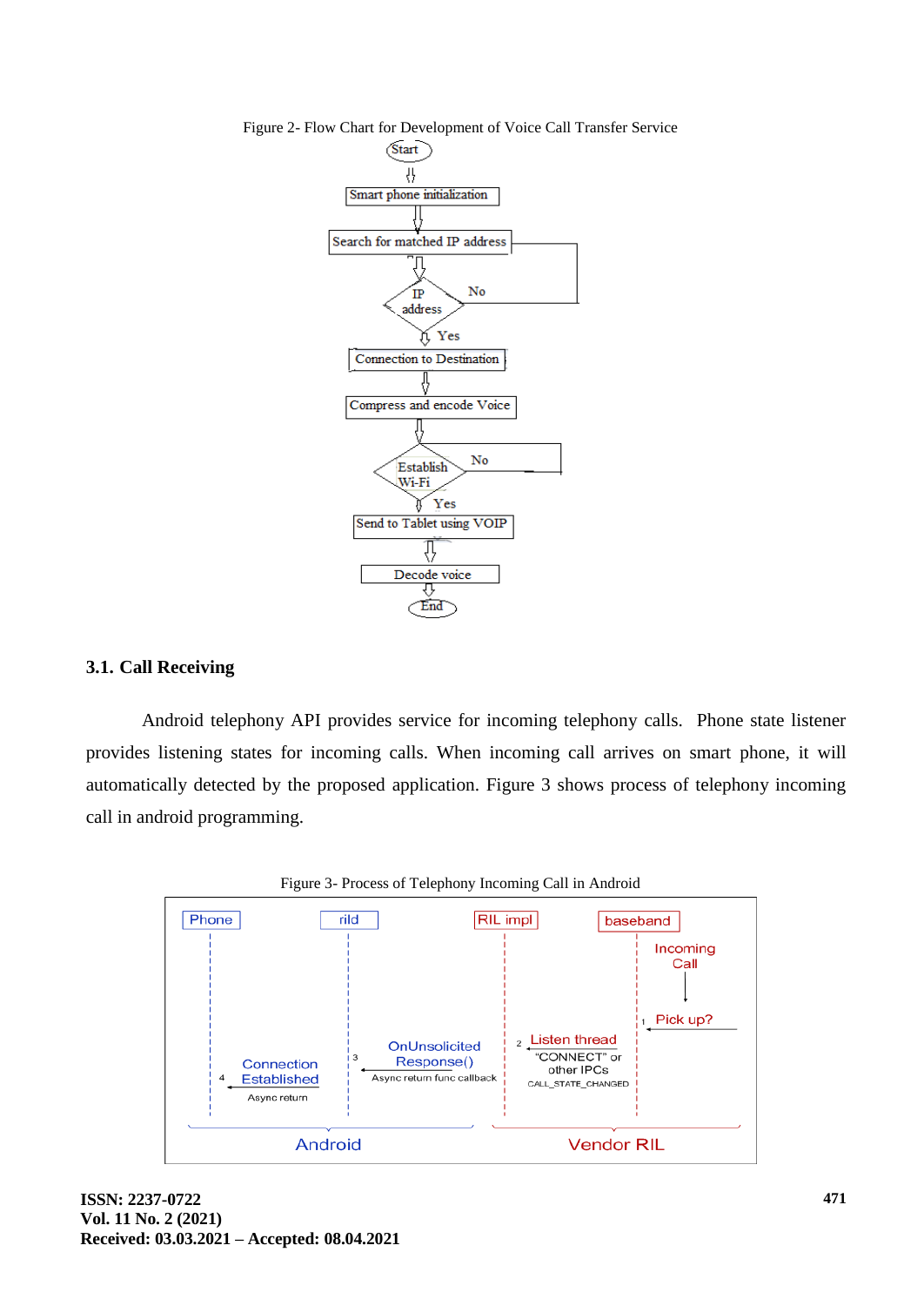Figure 2- Flow Chart for Development of Voice Call Transfer Service

### 3.1. Call Receiving

Android telephony API provides service for incoming telephony calls. Phone state listener provides listening states for incoming calls. When incoming call arrives on smart phone, it will automatically detected by the proposed application. Figure 3 shows process of telephony incoming call in android programming.

Figure 3- Process of Telephony Incoming Call in Android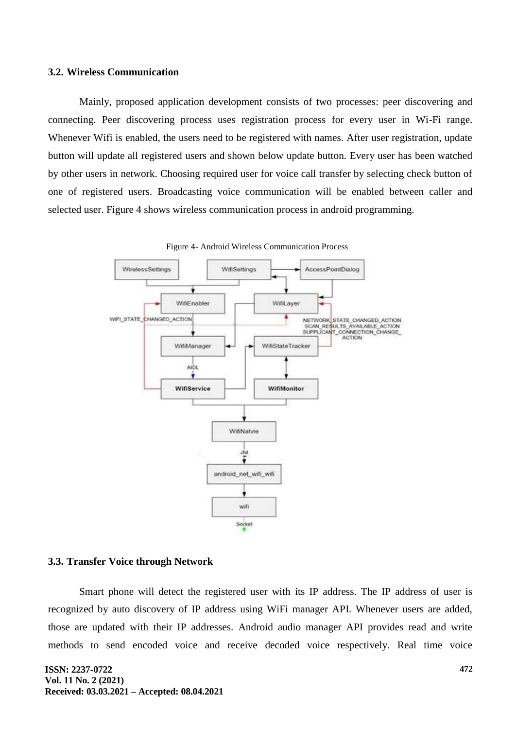### 3.2. Wireless Communication

Mainly, proposed application development consists of two processes: peer discovering and connecting. Peer discovering process uses registration process for every user in Wi-Fi range. Whenever Wifi is enabled, the users need to be registered with names. After user registration, update button will update all registered users and shown below update button. Every user has been watched by other users in network. Choosing required user for voice call transfer by selecting check button of one of registered users. Broadcasting voice communication will be enabled between caller and selected user. Figure 4 shows wireless communication process in android programming.

Figure 4- Android Wireless Communication Process

### 3.3. Transfer Voice through Network

Smart phone will detect the registered user with its IP address. The IP address of user is recognized by auto discovery of IP address using WiFi manager API. Whenever users are added, those are updated with their IP addresses. Android audio manager API provides read and write methods to send encoded voice and receive decoded voice respectively. Real time voice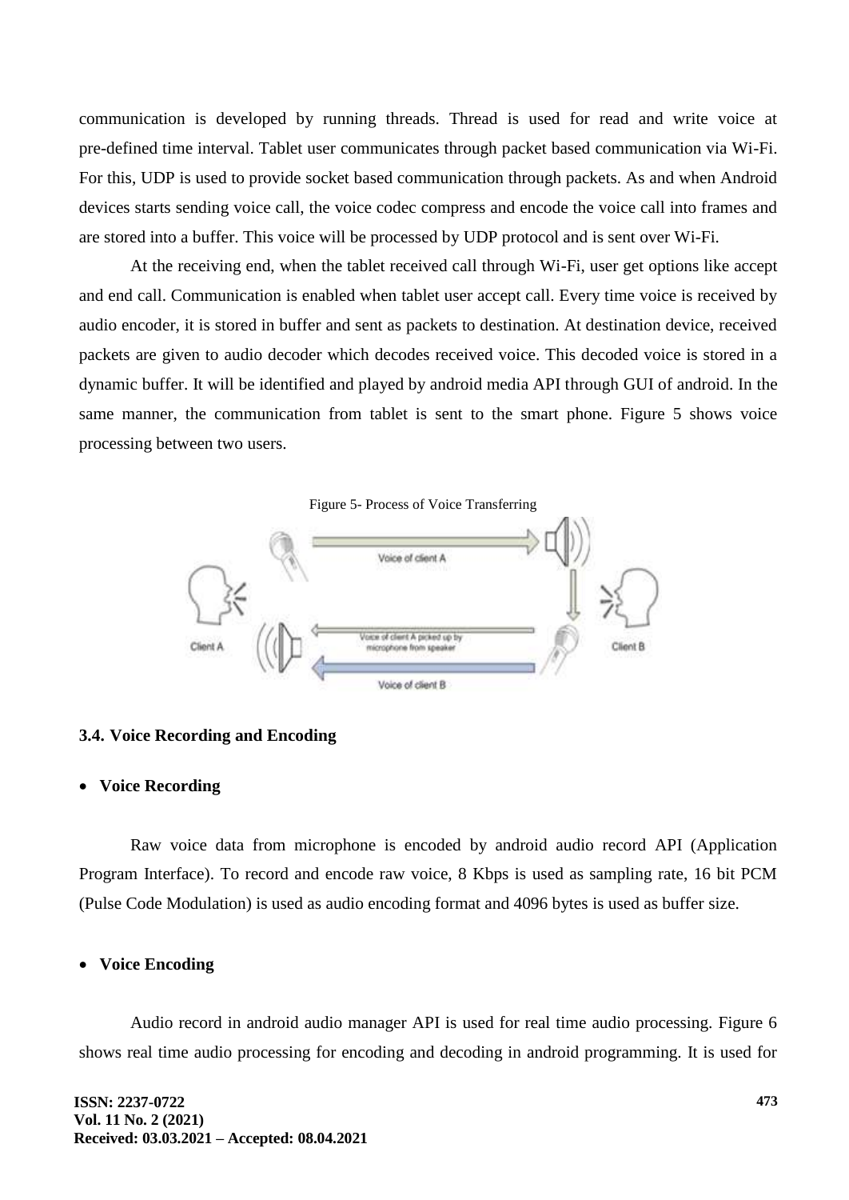communication is developed by running threads. Thread is used for read and write voice at pre-defined time interval. Tablet user communicates through packet based communication via Wi-Fi. For this, UDP is used to provide socket based communication through packets. As and when Android devices starts sending voice call, the voice codec compress and encode the voice call into frames and are stored into a buffer. This voice will be processed by UDP protocol and is sent over Wi-Fi.

At the receiving end, when the tablet received call through Wi-Fi, user get options like accept and end call. Communication is enabled when tablet user accept call. Every time voice is received by audio encoder, it is stored in buffer and sent as packets to destination. At destination device, received packets are given to audio decoder which decodes received voice. This decoded voice is stored in a dynamic buffer. It will be identified and played by android media API through GUI of android. In the same manner, the communication from tablet is sent to the smart phone. Figure 5 shows voice processing between two users.

Figure 5- Process of Voice Transferring

### 3.4. Voice Recording and Encoding

- **Voice Recording**

Raw voice data from microphone is encoded by android audio record API (Application Program Interface). To record and encode raw voice, 8 Kbps is used as sampling rate, 16 bit PCM (Pulse Code Modulation) is used as audio encoding format and 4096 bytes is used as buffer size.

- **Voice Encoding**

Audio record in android audio manager API is used for real time audio processing. Figure 6 shows real time audio processing for encoding and decoding in android programming. It is used for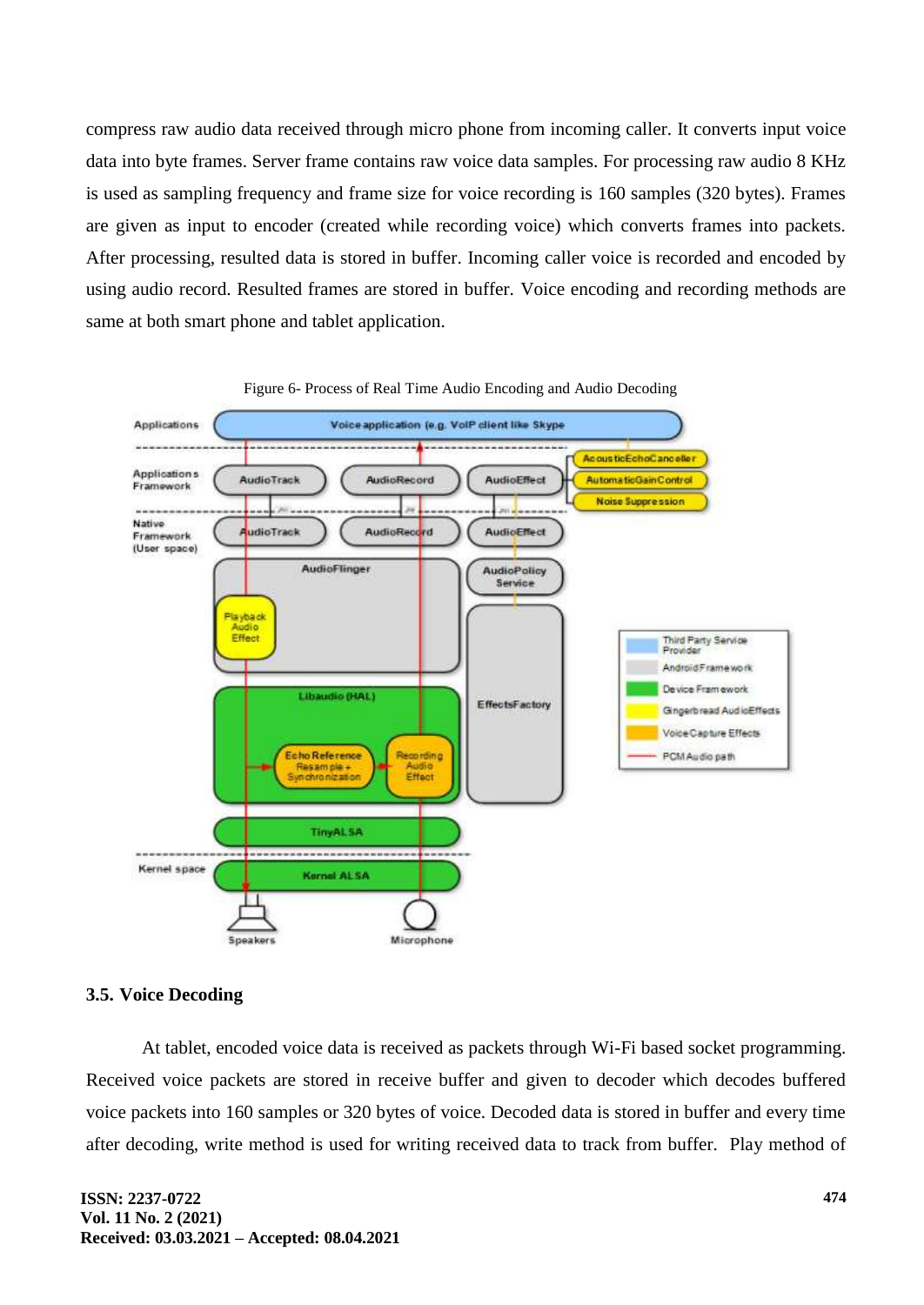compress raw audio data received through micro phone from incoming caller. It converts input voice data into byte frames. Server frame contains raw voice data samples. For processing raw audio 8 KHz is used as sampling frequency and frame size for voice recording is 160 samples (320 bytes). Frames are given as input to encoder (created while recording voice) which converts frames into packets. After processing, resulted data is stored in buffer. Incoming caller voice is recorded and encoded by using audio record. Resulted frames are stored in buffer. Voice encoding and recording methods are same at both smart phone and tablet application.

Figure 6- Process of Real Time Audio Encoding and Audio Decoding

### 3.5. Voice Decoding

At tablet, encoded voice data is received as packets through Wi-Fi based socket programming. Received voice packets are stored in receive buffer and given to decoder which decodes buffered voice packets into 160 samples or 320 bytes of voice. Decoded data is stored in buffer and every time after decoding, write method is used for writing received data to track from buffer. Play method of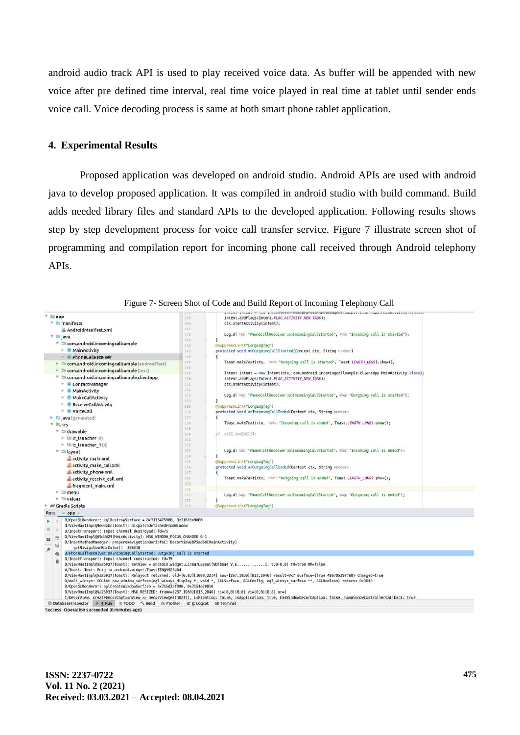android audio track API is used to play received voice data. As buffer will be appended with new voice after pre defined time interval, real time voice played in real time at tablet until sender ends voice call. Voice decoding process is same at both smart phone tablet application.

## 4. Experimental Results

Proposed application was developed on android studio. Android APIs are used with android java to develop proposed application. It was compiled in android studio with build command. Build adds needed library files and standard APIs to the developed application. Following results shows step by step development process for voice call transfer service. Figure 7 illustrate screen shot of programming and compilation report for incoming phone call received through Android telephony APIs.

Figure 7- Screen Shot of Code and Build Report of Incoming Telephony Call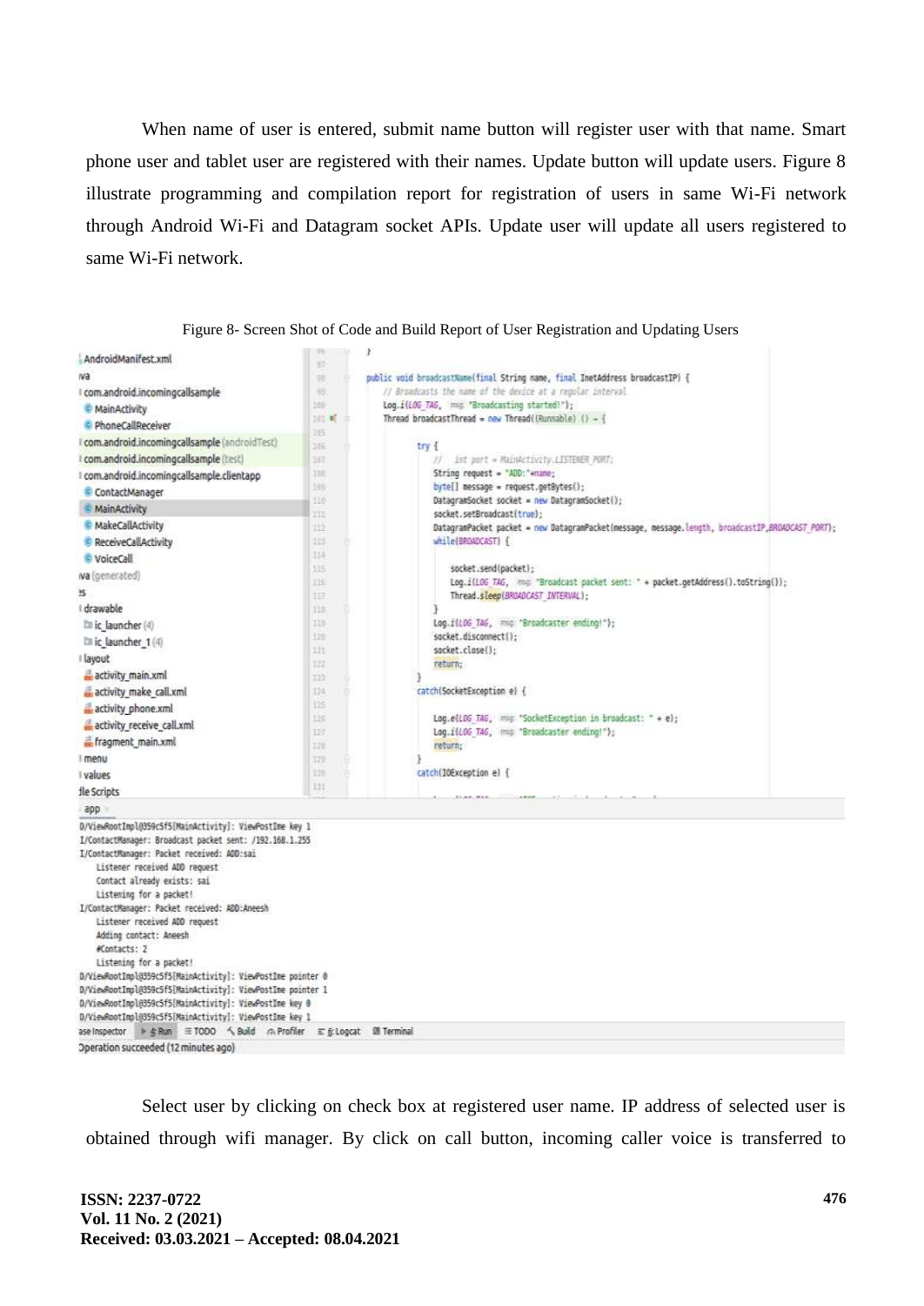When name of user is entered, submit name button will register user with that name. Smart phone user and tablet user are registered with their names. Update button will update users. Figure 8 illustrate programming and compilation report for registration of users in same Wi-Fi network through Android Wi-Fi and Datagram socket APIs. Update user will update all users registered to same Wi-Fi network.

Figure 8- Screen Shot of Code and Build Report of User Registration and Updating Users

```
public void broadcastName(final String name, final InetAddress broadcastIP) {
    // Broadcasts the name of the device at a regular interval
    Log.i(LOG_TAG, msg: "Broadcasting started!");
    Thread broadcastThread = new Thread((Runnable) () -> {

        try {
            //  int port = MainActivity.LISTENER_PORT;
            String request = "ADD:"+name;
            byte[] message = request.getBytes();
            DatagramSocket socket = new DatagramSocket();
            socket.setBroadcast(true);
            DatagramPacket packet = new DatagramPacket(message, message.length, broadcastIP,BROADCAST_PORT);
            while(BROADCAST) {

                socket.send(packet);
                Log.i(LOG_TAG, msg: "Broadcast packet sent: " + packet.getAddress().toString());
                Thread.sleep(BROADCAST_INTERVAL);
            }
            Log.i(LOG_TAG, msg: "Broadcaster ending!");
            socket.disconnect();
            socket.close();
            return;
        }
        catch(SocketException e) {

            Log.e(LOG_TAG, msg: "SocketException in broadcast: " + e);
            Log.i(LOG_TAG, msg: "Broadcaster ending!");
            return;
        }
        catch(IOException e) {
```

```
D/ViewRootImpl@359c5f5[MainActivity]: ViewPostIme key 1
I/ContactManager: Broadcast packet sent: /192.168.1.255
I/ContactManager: Packet received: ADD:sai
    Listener received ADD request
    Contact already exists: sai
    Listening for a packet!
I/ContactManager: Packet received: ADD:Aneesh
    Listener received ADD request
    Adding contact: Aneesh
    #Contacts: 2
    Listening for a packet!
D/ViewRootImpl@359c5f5[MainActivity]: ViewPostIme pointer 0
D/ViewRootImpl@359c5f5[MainActivity]: ViewPostIme pointer 1
D/ViewRootImpl@359c5f5[MainActivity]: ViewPostIme key 0
D/ViewRootImpl@359c5f5[MainActivity]: ViewPostIme key 1
Operation succeeded (12 minutes ago)
```

Select user by clicking on check box at registered user name. IP address of selected user is obtained through wifi manager. By click on call button, incoming caller voice is transferred to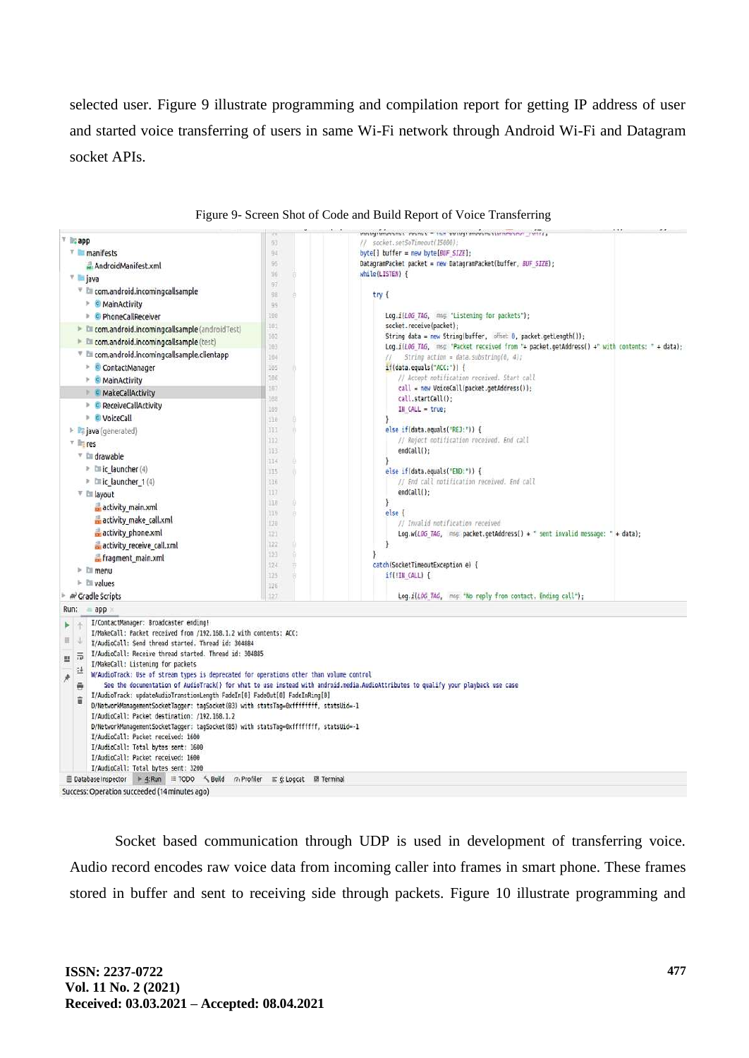selected user. Figure 9 illustrate programming and compilation report for getting IP address of user and started voice transferring of users in same Wi-Fi network through Android Wi-Fi and Datagram socket APIs.

Figure 9- Screen Shot of Code and Build Report of Voice Transferring

Socket based communication through UDP is used in development of transferring voice. Audio record encodes raw voice data from incoming caller into frames in smart phone. These frames stored in buffer and sent to receiving side through packets. Figure 10 illustrate programming and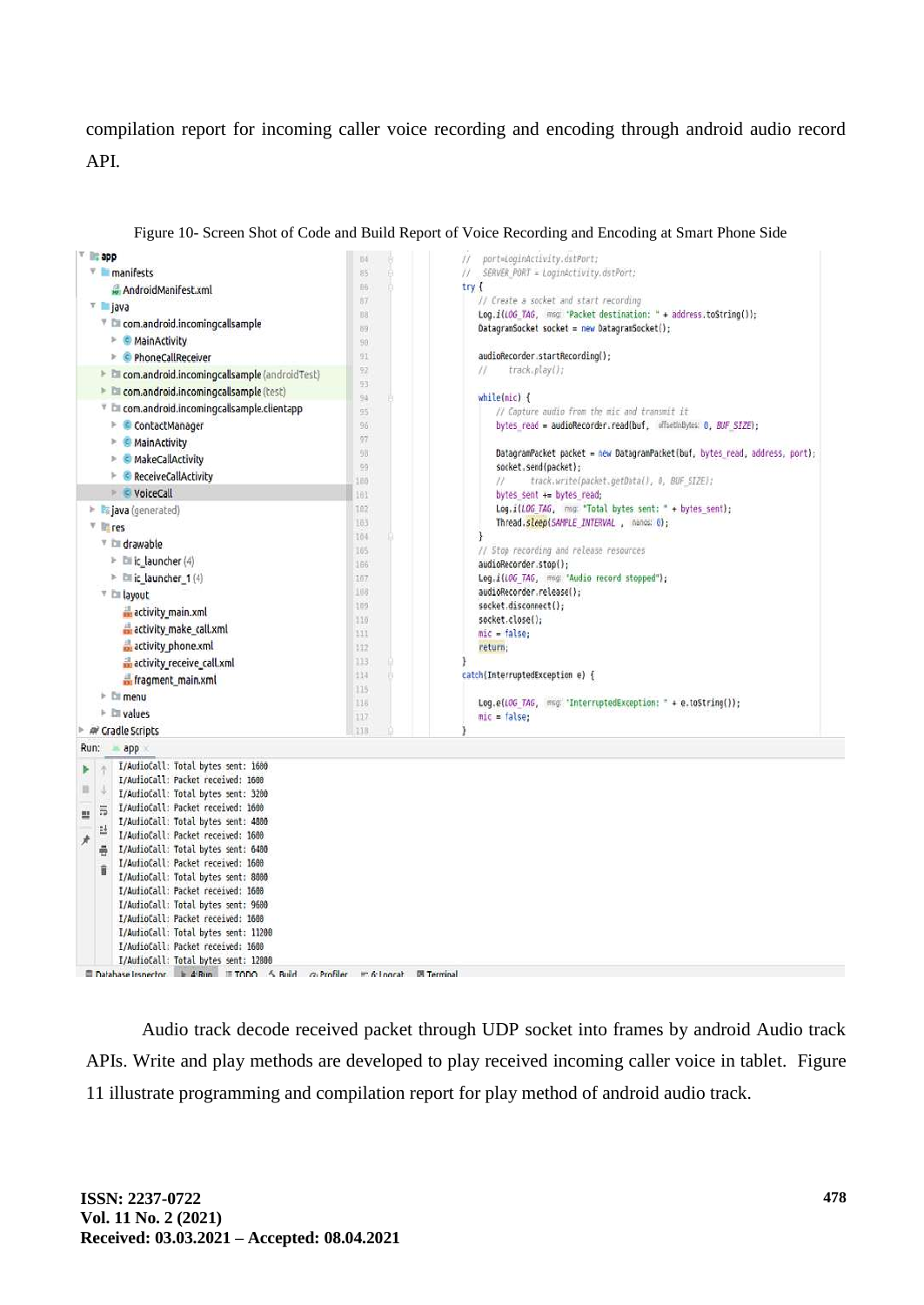compilation report for incoming caller voice recording and encoding through android audio record API.

Figure 10- Screen Shot of Code and Build Report of Voice Recording and Encoding at Smart Phone Side

```
app
  manifests
    AndroidManifest.xml
  java
    com.android.incomingcallsample
      MainActivity
      PhoneCallReceiver
    com.android.incomingcallsample (androidTest)
    com.android.incomingcallsample (test)
    com.android.incomingcallsample.clientapp
      ContactManager
      MainActivity
      MakeCallActivity
      ReceiveCallActivity
      VoiceCall
  java (generated)
  res
    drawable
      ic_launcher (4)
      ic_launcher_1 (4)
    layout
      activity_main.xml
      activity_make_call.xml
      activity_phone.xml
      activity_receive_call.xml
      fragment_main.xml
    menu
    values
Gradle Scripts
```

```java
//    port=LoginActivity.dstPort;
//    SERVER_PORT = LoginActivity.dstPort;
try {
    // Create a socket and start recording
    Log.i(LOG_TAG, msg: "Packet destination: " + address.toString());
    DatagramSocket socket = new DatagramSocket();

    audioRecorder.startRecording();
    //    track.play();

    while(mic) {
        // Capture audio from the mic and transmit it
        bytes_read = audioRecorder.read(buf, offsetInBytes: 0, BUF_SIZE);

        DatagramPacket packet = new DatagramPacket(buf, bytes_read, address, port);
        socket.send(packet);
        //    track.write(packet.getData(), 0, BUF_SIZE);
        bytes_sent += bytes_read;
        Log.i(LOG_TAG, msg: "Total bytes sent: " + bytes_sent);
        Thread.sleep(SAMPLE_INTERVAL , nanos: 0);
    }
    // Stop recording and release resources
    audioRecorder.stop();
    Log.i(LOG_TAG, msg: "Audio record stopped");
    audioRecorder.release();
    socket.disconnect();
    socket.close();
    mic = false;
    return;
}
catch(InterruptedException e) {

    Log.e(LOG_TAG, msg: "InterruptedException: " + e.toString());
    mic = false;
}
```

```
Run: app
I/AudioCall: Total bytes sent: 1600
I/AudioCall: Packet received: 1600
I/AudioCall: Total bytes sent: 3200
I/AudioCall: Packet received: 1600
I/AudioCall: Total bytes sent: 4800
I/AudioCall: Packet received: 1600
I/AudioCall: Total bytes sent: 6400
I/AudioCall: Packet received: 1600
I/AudioCall: Total bytes sent: 8000
I/AudioCall: Packet received: 1600
I/AudioCall: Total bytes sent: 9600
I/AudioCall: Packet received: 1600
I/AudioCall: Total bytes sent: 11200
I/AudioCall: Packet received: 1600
I/AudioCall: Total bytes sent: 12800
```

Audio track decode received packet through UDP socket into frames by android Audio track APIs. Write and play methods are developed to play received incoming caller voice in tablet. Figure 11 illustrate programming and compilation report for play method of android audio track.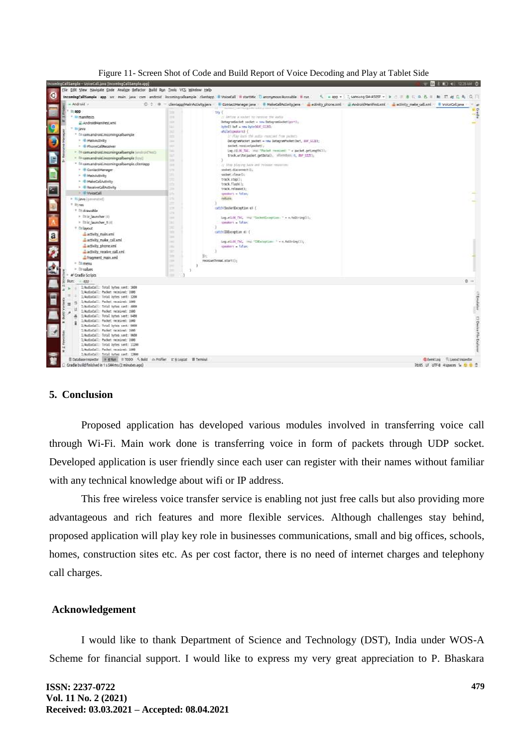Figure 11- Screen Shot of Code and Build Report of Voice Decoding and Play at Tablet Side

## 5. Conclusion

Proposed application has developed various modules involved in transferring voice call through Wi-Fi. Main work done is transferring voice in form of packets through UDP socket. Developed application is user friendly since each user can register with their names without familiar with any technical knowledge about wifi or IP address.

This free wireless voice transfer service is enabling not just free calls but also providing more advantageous and rich features and more flexible services. Although challenges stay behind, proposed application will play key role in businesses communications, small and big offices, schools, homes, construction sites etc. As per cost factor, there is no need of internet charges and telephony call charges.

## Acknowledgement

I would like to thank Department of Science and Technology (DST), India under WOS-A Scheme for financial support. I would like to express my very great appreciation to P. Bhaskara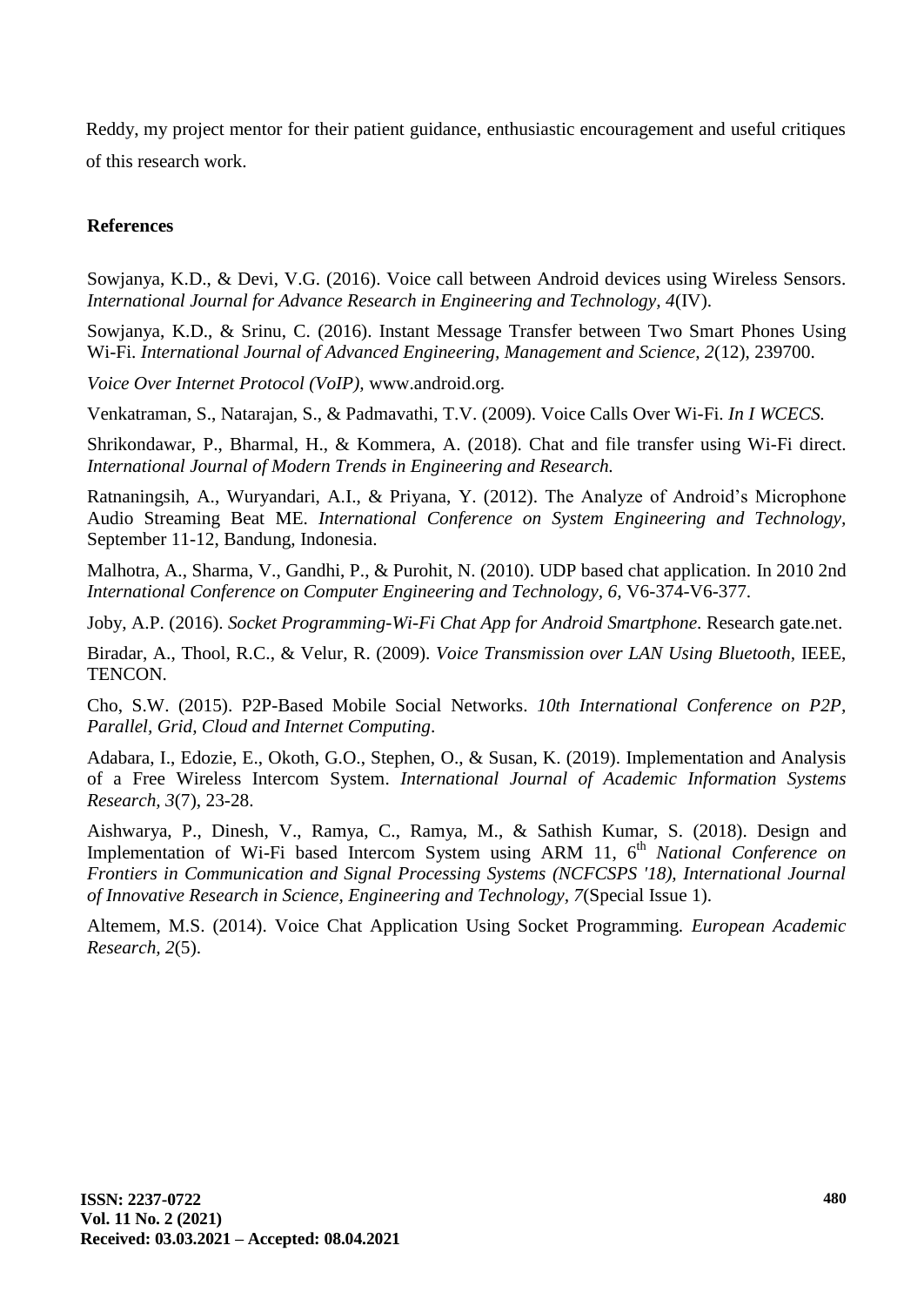Reddy, my project mentor for their patient guidance, enthusiastic encouragement and useful critiques of this research work.

## References

Sowjanya, K.D., & Devi, V.G. (2016). Voice call between Android devices using Wireless Sensors. *International Journal for Advance Research in Engineering and Technology, 4*(IV).

Sowjanya, K.D., & Srinu, C. (2016). Instant Message Transfer between Two Smart Phones Using Wi-Fi. *International Journal of Advanced Engineering, Management and Science, 2*(12), 239700.

*Voice Over Internet Protocol (VoIP)*, www.android.org.

Venkatraman, S., Natarajan, S., & Padmavathi, T.V. (2009). Voice Calls Over Wi-Fi. *In I WCECS.*

Shrikondawar, P., Bharmal, H., & Kommera, A. (2018). Chat and file transfer using Wi-Fi direct. *International Journal of Modern Trends in Engineering and Research.*

Ratnaningsih, A., Wuryandari, A.I., & Priyana, Y. (2012). The Analyze of Android's Microphone Audio Streaming Beat ME. *International Conference on System Engineering and Technology*, September 11-12, Bandung, Indonesia.

Malhotra, A., Sharma, V., Gandhi, P., & Purohit, N. (2010). UDP based chat application. In 2010 2nd *International Conference on Computer Engineering and Technology, 6*, V6-374-V6-377.

Joby, A.P. (2016). *Socket Programming-Wi-Fi Chat App for Android Smartphone*. Research gate.net.

Biradar, A., Thool, R.C., & Velur, R. (2009). *Voice Transmission over LAN Using Bluetooth*, IEEE, TENCON.

Cho, S.W. (2015). P2P-Based Mobile Social Networks. *10th International Conference on P2P, Parallel, Grid, Cloud and Internet Computing*.

Adabara, I., Edozie, E., Okoth, G.O., Stephen, O., & Susan, K. (2019). Implementation and Analysis of a Free Wireless Intercom System. *International Journal of Academic Information Systems Research, 3*(7), 23-28.

Aishwarya, P., Dinesh, V., Ramya, C., Ramya, M., & Sathish Kumar, S. (2018). Design and Implementation of Wi-Fi based Intercom System using ARM 11, 6th *National Conference on Frontiers in Communication and Signal Processing Systems (NCFCSPS '18), International Journal of Innovative Research in Science, Engineering and Technology, 7*(Special Issue 1).

Altemem, M.S. (2014). Voice Chat Application Using Socket Programming. *European Academic Research, 2*(5).